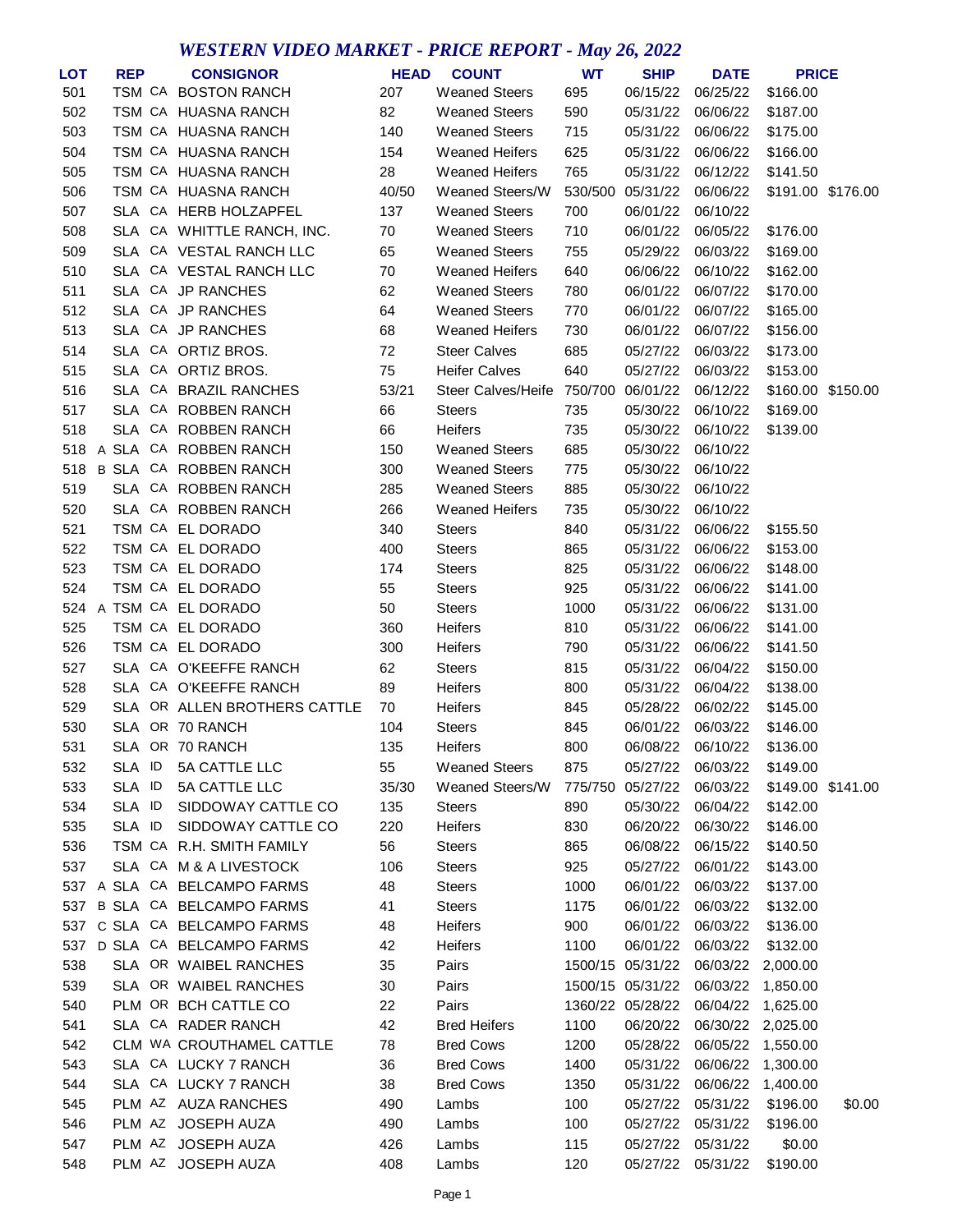# *WESTERN VIDEO MARKET - PRICE REPORT - May 26, 2022*

| LOT | | REP | | CONSIGNOR | HEAD | COUNT | WT | SHIP | DATE | PRICE | |
|---|---|---|---|---|---|---|---|---|---|---|---|
| 501 | | TSM | CA | BOSTON RANCH | 207 | Weaned Steers | 695 | 06/15/22 | 06/25/22 | $166.00 | |
| 502 | | TSM | CA | HUASNA RANCH | 82 | Weaned Steers | 590 | 05/31/22 | 06/06/22 | $187.00 | |
| 503 | | TSM | CA | HUASNA RANCH | 140 | Weaned Steers | 715 | 05/31/22 | 06/06/22 | $175.00 | |
| 504 | | TSM | CA | HUASNA RANCH | 154 | Weaned Heifers | 625 | 05/31/22 | 06/06/22 | $166.00 | |
| 505 | | TSM | CA | HUASNA RANCH | 28 | Weaned Heifers | 765 | 05/31/22 | 06/12/22 | $141.50 | |
| 506 | | TSM | CA | HUASNA RANCH | 40/50 | Weaned Steers/W | 530/500 | 05/31/22 | 06/06/22 | $191.00 | $176.00 |
| 507 | | SLA | CA | HERB HOLZAPFEL | 137 | Weaned Steers | 700 | 06/01/22 | 06/10/22 | | |
| 508 | | SLA | CA | WHITTLE RANCH, INC. | 70 | Weaned Steers | 710 | 06/01/22 | 06/05/22 | $176.00 | |
| 509 | | SLA | CA | VESTAL RANCH LLC | 65 | Weaned Steers | 755 | 05/29/22 | 06/03/22 | $169.00 | |
| 510 | | SLA | CA | VESTAL RANCH LLC | 70 | Weaned Heifers | 640 | 06/06/22 | 06/10/22 | $162.00 | |
| 511 | | SLA | CA | JP RANCHES | 62 | Weaned Steers | 780 | 06/01/22 | 06/07/22 | $170.00 | |
| 512 | | SLA | CA | JP RANCHES | 64 | Weaned Steers | 770 | 06/01/22 | 06/07/22 | $165.00 | |
| 513 | | SLA | CA | JP RANCHES | 68 | Weaned Heifers | 730 | 06/01/22 | 06/07/22 | $156.00 | |
| 514 | | SLA | CA | ORTIZ BROS. | 72 | Steer Calves | 685 | 05/27/22 | 06/03/22 | $173.00 | |
| 515 | | SLA | CA | ORTIZ BROS. | 75 | Heifer Calves | 640 | 05/27/22 | 06/03/22 | $153.00 | |
| 516 | | SLA | CA | BRAZIL RANCHES | 53/21 | Steer Calves/Heife | 750/700 | 06/01/22 | 06/12/22 | $160.00 | $150.00 |
| 517 | | SLA | CA | ROBBEN RANCH | 66 | Steers | 735 | 05/30/22 | 06/10/22 | $169.00 | |
| 518 | | SLA | CA | ROBBEN RANCH | 66 | Heifers | 735 | 05/30/22 | 06/10/22 | $139.00 | |
| 518 | A | SLA | CA | ROBBEN RANCH | 150 | Weaned Steers | 685 | 05/30/22 | 06/10/22 | | |
| 518 | B | SLA | CA | ROBBEN RANCH | 300 | Weaned Steers | 775 | 05/30/22 | 06/10/22 | | |
| 519 | | SLA | CA | ROBBEN RANCH | 285 | Weaned Steers | 885 | 05/30/22 | 06/10/22 | | |
| 520 | | SLA | CA | ROBBEN RANCH | 266 | Weaned Heifers | 735 | 05/30/22 | 06/10/22 | | |
| 521 | | TSM | CA | EL DORADO | 340 | Steers | 840 | 05/31/22 | 06/06/22 | $155.50 | |
| 522 | | TSM | CA | EL DORADO | 400 | Steers | 865 | 05/31/22 | 06/06/22 | $153.00 | |
| 523 | | TSM | CA | EL DORADO | 174 | Steers | 825 | 05/31/22 | 06/06/22 | $148.00 | |
| 524 | | TSM | CA | EL DORADO | 55 | Steers | 925 | 05/31/22 | 06/06/22 | $141.00 | |
| 524 | A | TSM | CA | EL DORADO | 50 | Steers | 1000 | 05/31/22 | 06/06/22 | $131.00 | |
| 525 | | TSM | CA | EL DORADO | 360 | Heifers | 810 | 05/31/22 | 06/06/22 | $141.00 | |
| 526 | | TSM | CA | EL DORADO | 300 | Heifers | 790 | 05/31/22 | 06/06/22 | $141.50 | |
| 527 | | SLA | CA | O'KEEFFE RANCH | 62 | Steers | 815 | 05/31/22 | 06/04/22 | $150.00 | |
| 528 | | SLA | CA | O'KEEFFE RANCH | 89 | Heifers | 800 | 05/31/22 | 06/04/22 | $138.00 | |
| 529 | | SLA | OR | ALLEN BROTHERS CATTLE | 70 | Heifers | 845 | 05/28/22 | 06/02/22 | $145.00 | |
| 530 | | SLA | OR | 70 RANCH | 104 | Steers | 845 | 06/01/22 | 06/03/22 | $146.00 | |
| 531 | | SLA | OR | 70 RANCH | 135 | Heifers | 800 | 06/08/22 | 06/10/22 | $136.00 | |
| 532 | | SLA | ID | 5A CATTLE LLC | 55 | Weaned Steers | 875 | 05/27/22 | 06/03/22 | $149.00 | |
| 533 | | SLA | ID | 5A CATTLE LLC | 35/30 | Weaned Steers/W | 775/750 | 05/27/22 | 06/03/22 | $149.00 | $141.00 |
| 534 | | SLA | ID | SIDDOWAY CATTLE CO | 135 | Steers | 890 | 05/30/22 | 06/04/22 | $142.00 | |
| 535 | | SLA | ID | SIDDOWAY CATTLE CO | 220 | Heifers | 830 | 06/20/22 | 06/30/22 | $146.00 | |
| 536 | | TSM | CA | R.H. SMITH FAMILY | 56 | Steers | 865 | 06/08/22 | 06/15/22 | $140.50 | |
| 537 | | SLA | CA | M & A LIVESTOCK | 106 | Steers | 925 | 05/27/22 | 06/01/22 | $143.00 | |
| 537 | A | SLA | CA | BELCAMPO FARMS | 48 | Steers | 1000 | 06/01/22 | 06/03/22 | $137.00 | |
| 537 | B | SLA | CA | BELCAMPO FARMS | 41 | Steers | 1175 | 06/01/22 | 06/03/22 | $132.00 | |
| 537 | C | SLA | CA | BELCAMPO FARMS | 48 | Heifers | 900 | 06/01/22 | 06/03/22 | $136.00 | |
| 537 | D | SLA | CA | BELCAMPO FARMS | 42 | Heifers | 1100 | 06/01/22 | 06/03/22 | $132.00 | |
| 538 | | SLA | OR | WAIBEL RANCHES | 35 | Pairs | 1500/15 | 05/31/22 | 06/03/22 | 2,000.00 | |
| 539 | | SLA | OR | WAIBEL RANCHES | 30 | Pairs | 1500/15 | 05/31/22 | 06/03/22 | 1,850.00 | |
| 540 | | PLM | OR | BCH CATTLE CO | 22 | Pairs | 1360/22 | 05/28/22 | 06/04/22 | 1,625.00 | |
| 541 | | SLA | CA | RADER RANCH | 42 | Bred Heifers | 1100 | 06/20/22 | 06/30/22 | 2,025.00 | |
| 542 | | CLM | WA | CROUTHAMEL CATTLE | 78 | Bred Cows | 1200 | 05/28/22 | 06/05/22 | 1,550.00 | |
| 543 | | SLA | CA | LUCKY 7 RANCH | 36 | Bred Cows | 1400 | 05/31/22 | 06/06/22 | 1,300.00 | |
| 544 | | SLA | CA | LUCKY 7 RANCH | 38 | Bred Cows | 1350 | 05/31/22 | 06/06/22 | 1,400.00 | |
| 545 | | PLM | AZ | AUZA RANCHES | 490 | Lambs | 100 | 05/27/22 | 05/31/22 | $196.00 | $0.00 |
| 546 | | PLM | AZ | JOSEPH AUZA | 490 | Lambs | 100 | 05/27/22 | 05/31/22 | $196.00 | |
| 547 | | PLM | AZ | JOSEPH AUZA | 426 | Lambs | 115 | 05/27/22 | 05/31/22 | $0.00 | |
| 548 | | PLM | AZ | JOSEPH AUZA | 408 | Lambs | 120 | 05/27/22 | 05/31/22 | $190.00 | |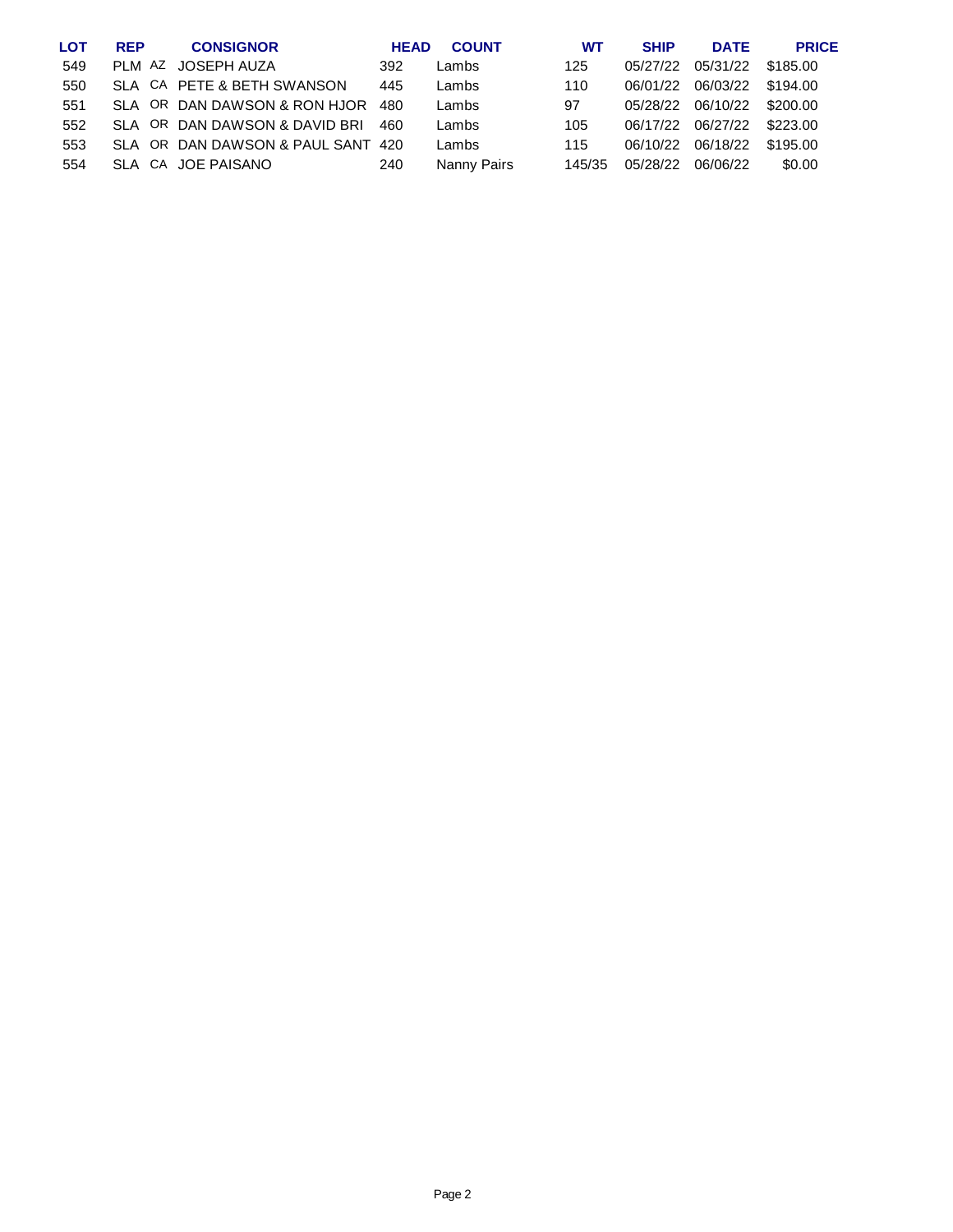| LOT | REP | | CONSIGNOR | HEAD | COUNT | WT | SHIP | DATE | PRICE |
|---|---|---|---|---|---|---|---|---|---|
| 549 | PLM | AZ | JOSEPH AUZA | 392 | Lambs | 125 | 05/27/22 | 05/31/22 | $185.00 |
| 550 | SLA | CA | PETE & BETH SWANSON | 445 | Lambs | 110 | 06/01/22 | 06/03/22 | $194.00 |
| 551 | SLA | OR | DAN DAWSON & RON HJOR | 480 | Lambs | 97 | 05/28/22 | 06/10/22 | $200.00 |
| 552 | SLA | OR | DAN DAWSON & DAVID BRI | 460 | Lambs | 105 | 06/17/22 | 06/27/22 | $223.00 |
| 553 | SLA | OR | DAN DAWSON & PAUL SANT | 420 | Lambs | 115 | 06/10/22 | 06/18/22 | $195.00 |
| 554 | SLA | CA | JOE PAISANO | 240 | Nanny Pairs | 145/35 | 05/28/22 | 06/06/22 | $0.00 |